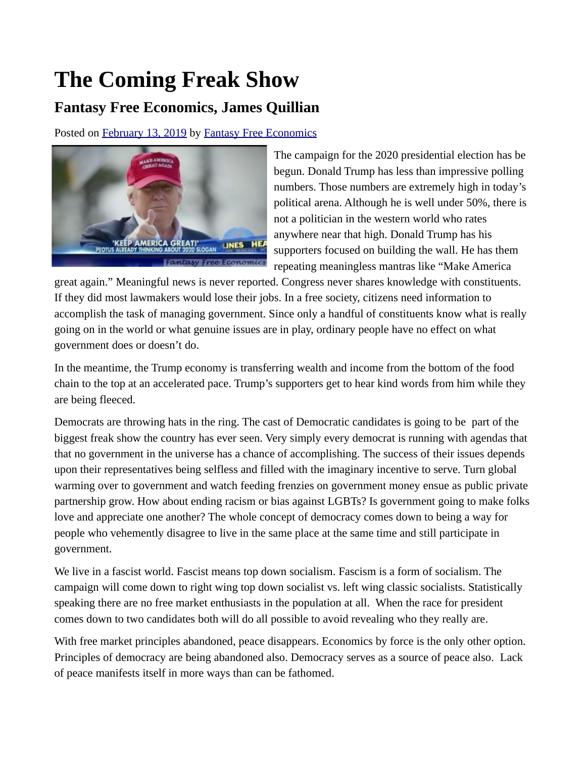# The Coming Freak Show

## Fantasy Free Economics, James Quillian

Posted on February 13, 2019 by Fantasy Free Economics

The campaign for the 2020 presidential election has be begun. Donald Trump has less than impressive polling numbers. Those numbers are extremely high in today's political arena. Although he is well under 50%, there is not a politician in the western world who rates anywhere near that high. Donald Trump has his supporters focused on building the wall. He has them repeating meaningless mantras like "Make America great again." Meaningful news is never reported. Congress never shares knowledge with constituents. If they did most lawmakers would lose their jobs. In a free society, citizens need information to accomplish the task of managing government. Since only a handful of constituents know what is really going on in the world or what genuine issues are in play, ordinary people have no effect on what government does or doesn't do.

In the meantime, the Trump economy is transferring wealth and income from the bottom of the food chain to the top at an accelerated pace. Trump's supporters get to hear kind words from him while they are being fleeced.

Democrats are throwing hats in the ring. The cast of Democratic candidates is going to be part of the biggest freak show the country has ever seen. Very simply every democrat is running with agendas that that no government in the universe has a chance of accomplishing. The success of their issues depends upon their representatives being selfless and filled with the imaginary incentive to serve. Turn global warming over to government and watch feeding frenzies on government money ensue as public private partnership grow. How about ending racism or bias against LGBTs? Is government going to make folks love and appreciate one another? The whole concept of democracy comes down to being a way for people who vehemently disagree to live in the same place at the same time and still participate in government.

We live in a fascist world. Fascist means top down socialism. Fascism is a form of socialism. The campaign will come down to right wing top down socialist vs. left wing classic socialists. Statistically speaking there are no free market enthusiasts in the population at all. When the race for president comes down to two candidates both will do all possible to avoid revealing who they really are.

With free market principles abandoned, peace disappears. Economics by force is the only other option. Principles of democracy are being abandoned also. Democracy serves as a source of peace also. Lack of peace manifests itself in more ways than can be fathomed.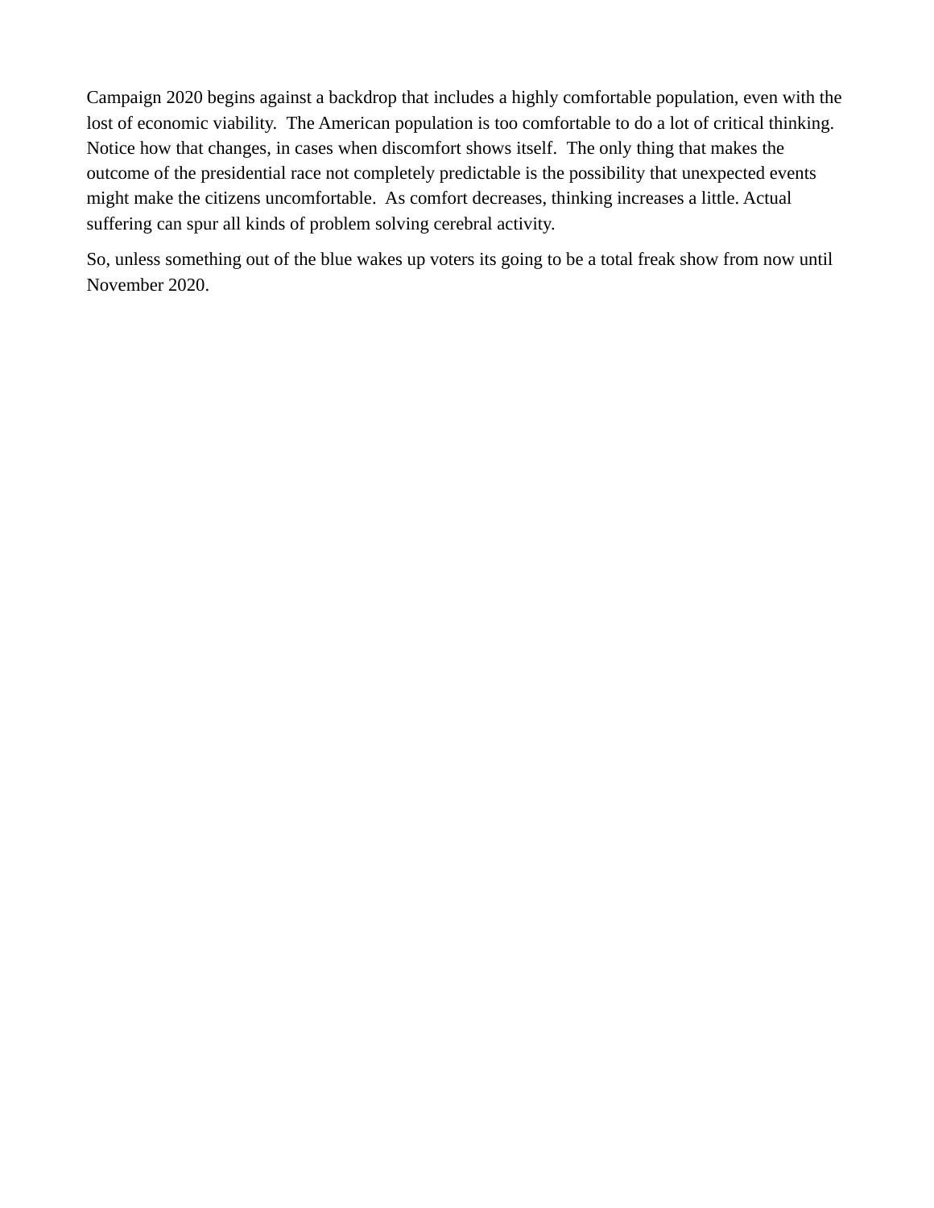Campaign 2020 begins against a backdrop that includes a highly comfortable population, even with the lost of economic viability. The American population is too comfortable to do a lot of critical thinking. Notice how that changes, in cases when discomfort shows itself. The only thing that makes the outcome of the presidential race not completely predictable is the possibility that unexpected events might make the citizens uncomfortable. As comfort decreases, thinking increases a little. Actual suffering can spur all kinds of problem solving cerebral activity.

So, unless something out of the blue wakes up voters its going to be a total freak show from now until November 2020.